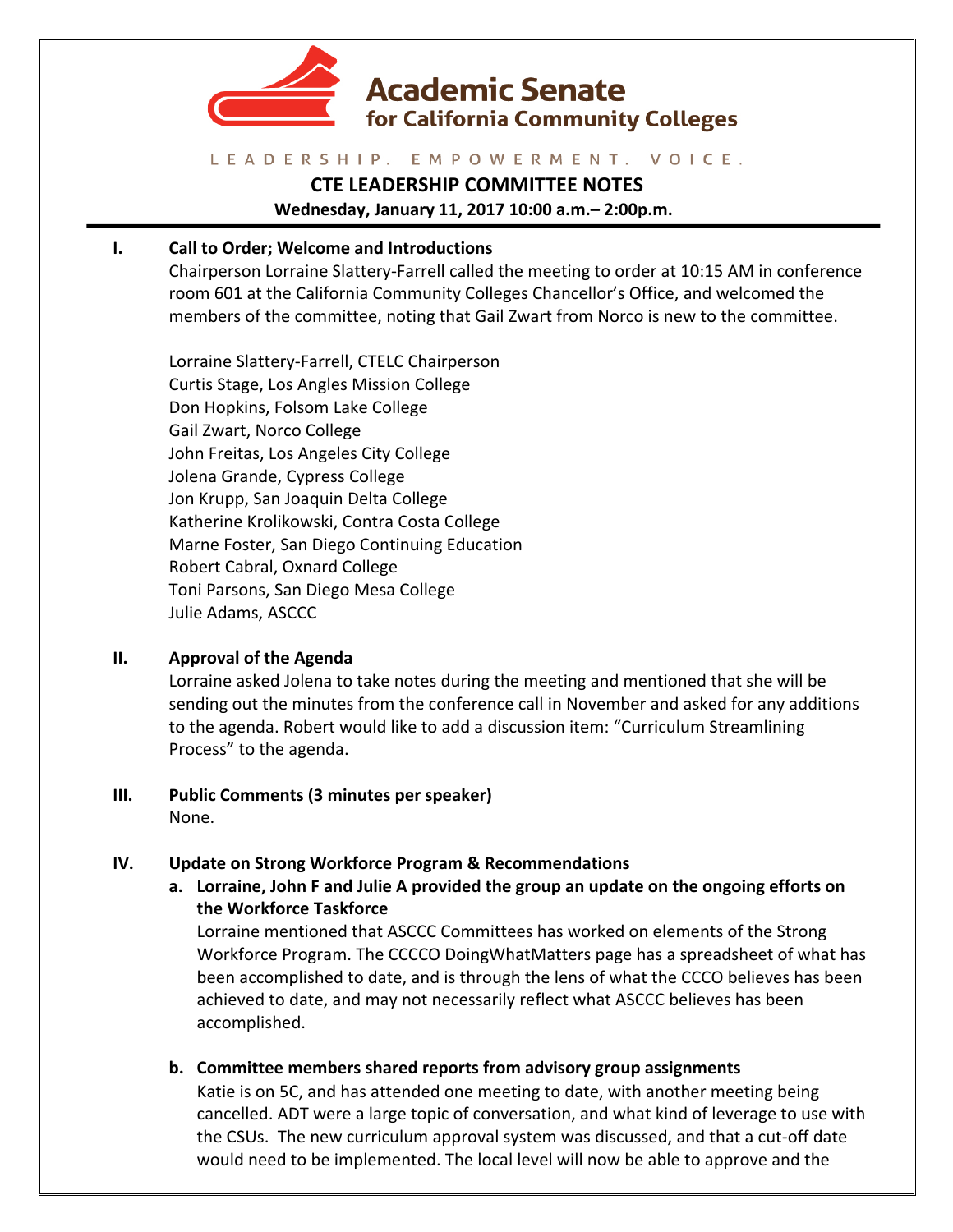# Academic Senate for California Community Colleges

LEADERSHIP. EMPOWERMENT. VOICE.

## CTE LEADERSHIP COMMITTEE NOTES

**Wednesday, January 11, 2017 10:00 a.m.– 2:00p.m.**

### I. Call to Order; Welcome and Introductions

Chairperson Lorraine Slattery-Farrell called the meeting to order at 10:15 AM in conference room 601 at the California Community Colleges Chancellor's Office, and welcomed the members of the committee, noting that Gail Zwart from Norco is new to the committee.

Lorraine Slattery-Farrell, CTELC Chairperson
Curtis Stage, Los Angles Mission College
Don Hopkins, Folsom Lake College
Gail Zwart, Norco College
John Freitas, Los Angeles City College
Jolena Grande, Cypress College
Jon Krupp, San Joaquin Delta College
Katherine Krolikowski, Contra Costa College
Marne Foster, San Diego Continuing Education
Robert Cabral, Oxnard College
Toni Parsons, San Diego Mesa College
Julie Adams, ASCCC

### II. Approval of the Agenda

Lorraine asked Jolena to take notes during the meeting and mentioned that she will be sending out the minutes from the conference call in November and asked for any additions to the agenda. Robert would like to add a discussion item: "Curriculum Streamlining Process" to the agenda.

### III. Public Comments (3 minutes per speaker)

None.

### IV. Update on Strong Workforce Program & Recommendations

**a. Lorraine, John F and Julie A provided the group an update on the ongoing efforts on the Workforce Taskforce**

Lorraine mentioned that ASCCC Committees has worked on elements of the Strong Workforce Program. The CCCCO DoingWhatMatters page has a spreadsheet of what has been accomplished to date, and is through the lens of what the CCCO believes has been achieved to date, and may not necessarily reflect what ASCCC believes has been accomplished.

**b. Committee members shared reports from advisory group assignments**

Katie is on 5C, and has attended one meeting to date, with another meeting being cancelled. ADT were a large topic of conversation, and what kind of leverage to use with the CSUs. The new curriculum approval system was discussed, and that a cut-off date would need to be implemented. The local level will now be able to approve and the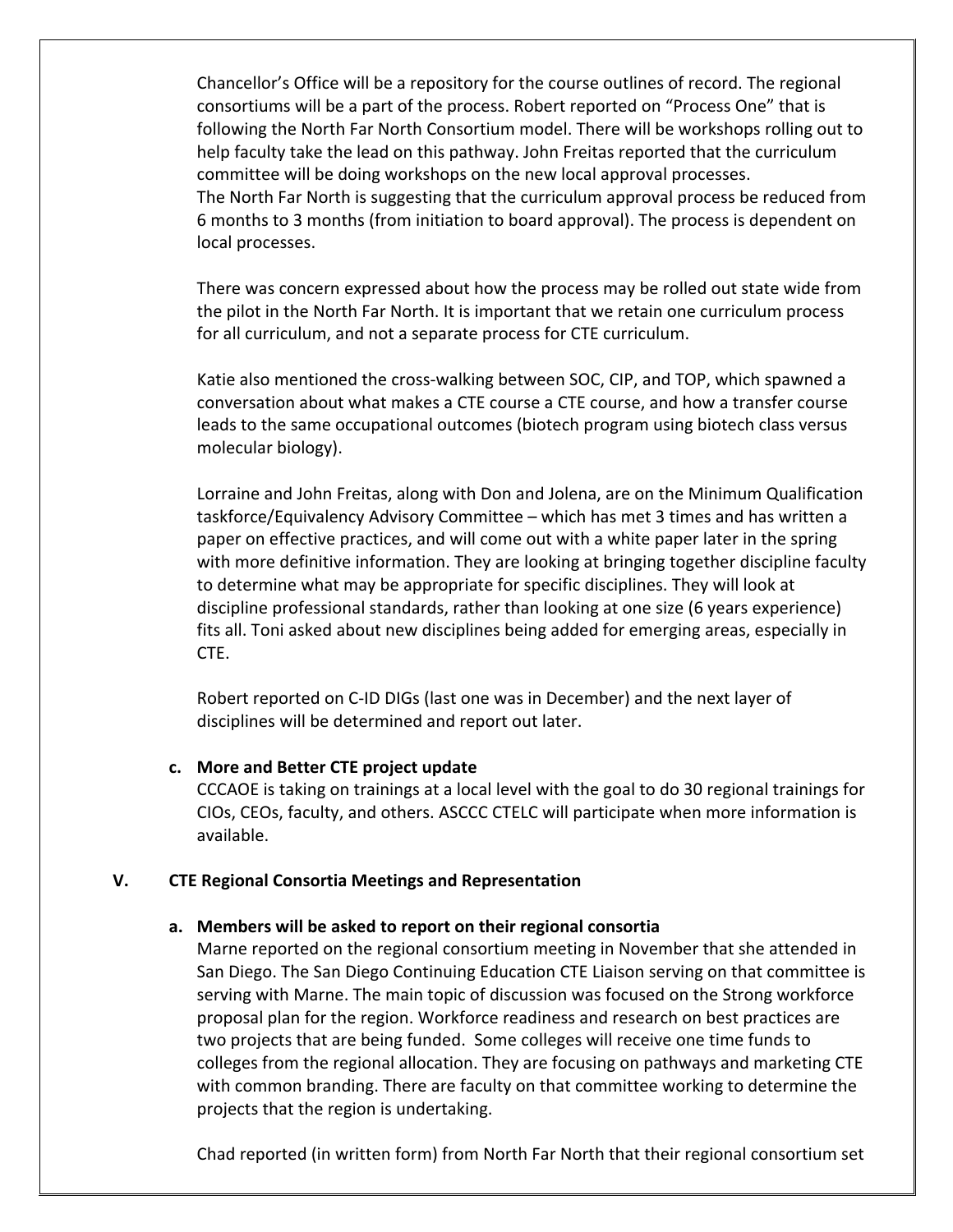Chancellor's Office will be a repository for the course outlines of record. The regional consortiums will be a part of the process. Robert reported on "Process One" that is following the North Far North Consortium model. There will be workshops rolling out to help faculty take the lead on this pathway. John Freitas reported that the curriculum committee will be doing workshops on the new local approval processes.
The North Far North is suggesting that the curriculum approval process be reduced from 6 months to 3 months (from initiation to board approval). The process is dependent on local processes.

There was concern expressed about how the process may be rolled out state wide from the pilot in the North Far North. It is important that we retain one curriculum process for all curriculum, and not a separate process for CTE curriculum.

Katie also mentioned the cross-walking between SOC, CIP, and TOP, which spawned a conversation about what makes a CTE course a CTE course, and how a transfer course leads to the same occupational outcomes (biotech program using biotech class versus molecular biology).

Lorraine and John Freitas, along with Don and Jolena, are on the Minimum Qualification taskforce/Equivalency Advisory Committee – which has met 3 times and has written a paper on effective practices, and will come out with a white paper later in the spring with more definitive information. They are looking at bringing together discipline faculty to determine what may be appropriate for specific disciplines. They will look at discipline professional standards, rather than looking at one size (6 years experience) fits all. Toni asked about new disciplines being added for emerging areas, especially in CTE.

Robert reported on C-ID DIGs (last one was in December) and the next layer of disciplines will be determined and report out later.

**c. More and Better CTE project update**

CCCAOE is taking on trainings at a local level with the goal to do 30 regional trainings for CIOs, CEOs, faculty, and others. ASCCC CTELC will participate when more information is available.

## V. CTE Regional Consortia Meetings and Representation

**a. Members will be asked to report on their regional consortia**

Marne reported on the regional consortium meeting in November that she attended in San Diego. The San Diego Continuing Education CTE Liaison serving on that committee is serving with Marne. The main topic of discussion was focused on the Strong workforce proposal plan for the region. Workforce readiness and research on best practices are two projects that are being funded. Some colleges will receive one time funds to colleges from the regional allocation. They are focusing on pathways and marketing CTE with common branding. There are faculty on that committee working to determine the projects that the region is undertaking.

Chad reported (in written form) from North Far North that their regional consortium set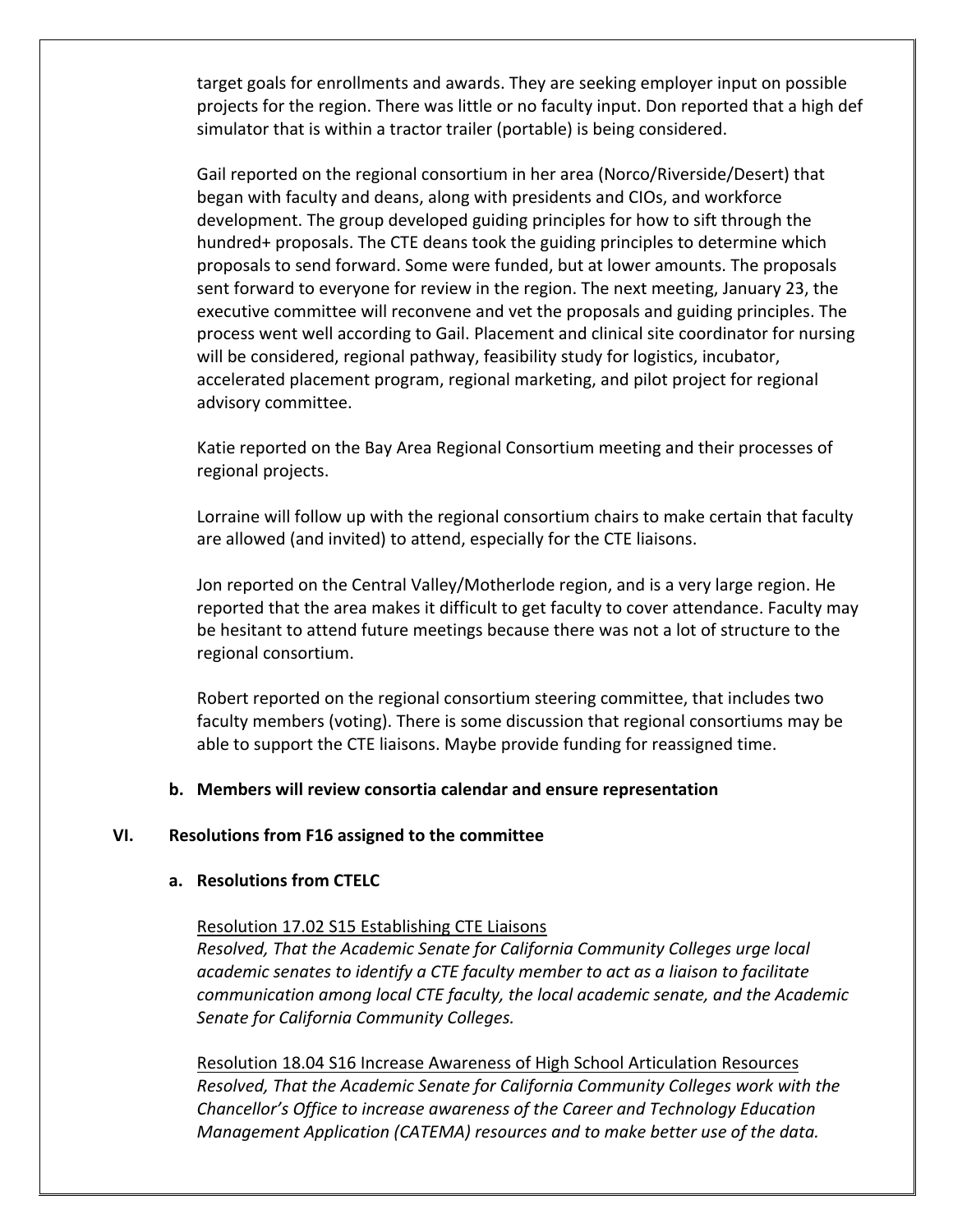target goals for enrollments and awards. They are seeking employer input on possible projects for the region. There was little or no faculty input. Don reported that a high def simulator that is within a tractor trailer (portable) is being considered.

Gail reported on the regional consortium in her area (Norco/Riverside/Desert) that began with faculty and deans, along with presidents and CIOs, and workforce development. The group developed guiding principles for how to sift through the hundred+ proposals. The CTE deans took the guiding principles to determine which proposals to send forward. Some were funded, but at lower amounts. The proposals sent forward to everyone for review in the region. The next meeting, January 23, the executive committee will reconvene and vet the proposals and guiding principles. The process went well according to Gail. Placement and clinical site coordinator for nursing will be considered, regional pathway, feasibility study for logistics, incubator, accelerated placement program, regional marketing, and pilot project for regional advisory committee.

Katie reported on the Bay Area Regional Consortium meeting and their processes of regional projects.

Lorraine will follow up with the regional consortium chairs to make certain that faculty are allowed (and invited) to attend, especially for the CTE liaisons.

Jon reported on the Central Valley/Motherlode region, and is a very large region. He reported that the area makes it difficult to get faculty to cover attendance. Faculty may be hesitant to attend future meetings because there was not a lot of structure to the regional consortium.

Robert reported on the regional consortium steering committee, that includes two faculty members (voting). There is some discussion that regional consortiums may be able to support the CTE liaisons. Maybe provide funding for reassigned time.

**b. Members will review consortia calendar and ensure representation**

## VI. Resolutions from F16 assigned to the committee

**a. Resolutions from CTELC**

Resolution 17.02 S15 Establishing CTE Liaisons
*Resolved, That the Academic Senate for California Community Colleges urge local academic senates to identify a CTE faculty member to act as a liaison to facilitate communication among local CTE faculty, the local academic senate, and the Academic Senate for California Community Colleges.*

Resolution 18.04 S16 Increase Awareness of High School Articulation Resources
*Resolved, That the Academic Senate for California Community Colleges work with the Chancellor's Office to increase awareness of the Career and Technology Education Management Application (CATEMA) resources and to make better use of the data.*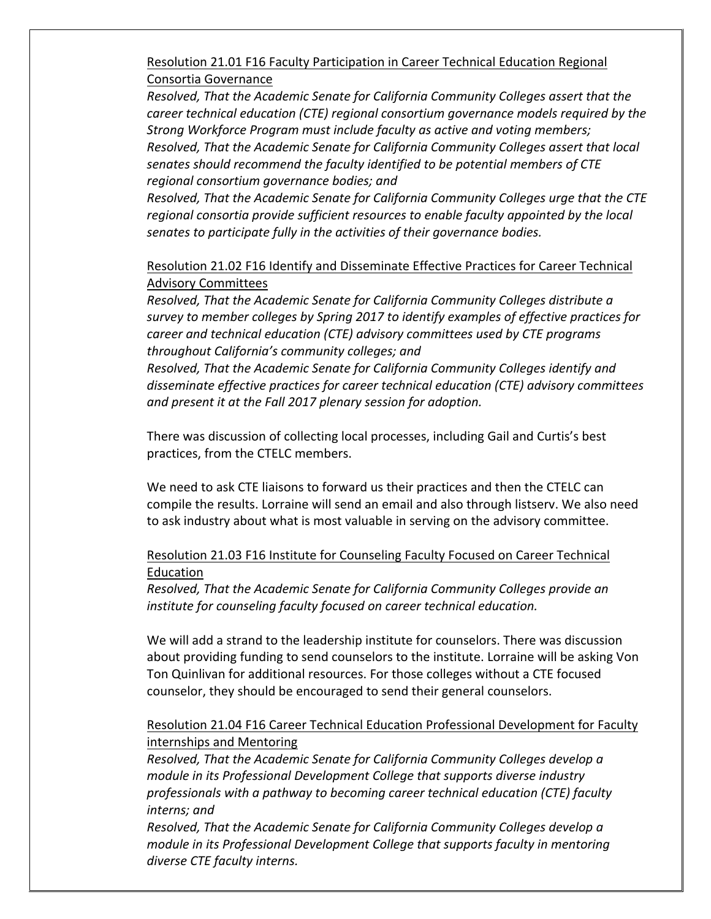<u>Resolution 21.01 F16 Faculty Participation in Career Technical Education Regional Consortia Governance</u>

*Resolved, That the Academic Senate for California Community Colleges assert that the career technical education (CTE) regional consortium governance models required by the Strong Workforce Program must include faculty as active and voting members;*

*Resolved, That the Academic Senate for California Community Colleges assert that local senates should recommend the faculty identified to be potential members of CTE regional consortium governance bodies; and*

*Resolved, That the Academic Senate for California Community Colleges urge that the CTE regional consortia provide sufficient resources to enable faculty appointed by the local senates to participate fully in the activities of their governance bodies.*

<u>Resolution 21.02 F16 Identify and Disseminate Effective Practices for Career Technical Advisory Committees</u>

*Resolved, That the Academic Senate for California Community Colleges distribute a survey to member colleges by Spring 2017 to identify examples of effective practices for career and technical education (CTE) advisory committees used by CTE programs throughout California's community colleges; and*

*Resolved, That the Academic Senate for California Community Colleges identify and disseminate effective practices for career technical education (CTE) advisory committees and present it at the Fall 2017 plenary session for adoption.*

There was discussion of collecting local processes, including Gail and Curtis's best practices, from the CTELC members.

We need to ask CTE liaisons to forward us their practices and then the CTELC can compile the results. Lorraine will send an email and also through listserv. We also need to ask industry about what is most valuable in serving on the advisory committee.

<u>Resolution 21.03 F16 Institute for Counseling Faculty Focused on Career Technical Education</u>

*Resolved, That the Academic Senate for California Community Colleges provide an institute for counseling faculty focused on career technical education.*

We will add a strand to the leadership institute for counselors. There was discussion about providing funding to send counselors to the institute. Lorraine will be asking Von Ton Quinlivan for additional resources. For those colleges without a CTE focused counselor, they should be encouraged to send their general counselors.

<u>Resolution 21.04 F16 Career Technical Education Professional Development for Faculty internships and Mentoring</u>

*Resolved, That the Academic Senate for California Community Colleges develop a module in its Professional Development College that supports diverse industry professionals with a pathway to becoming career technical education (CTE) faculty interns; and*

*Resolved, That the Academic Senate for California Community Colleges develop a module in its Professional Development College that supports faculty in mentoring diverse CTE faculty interns.*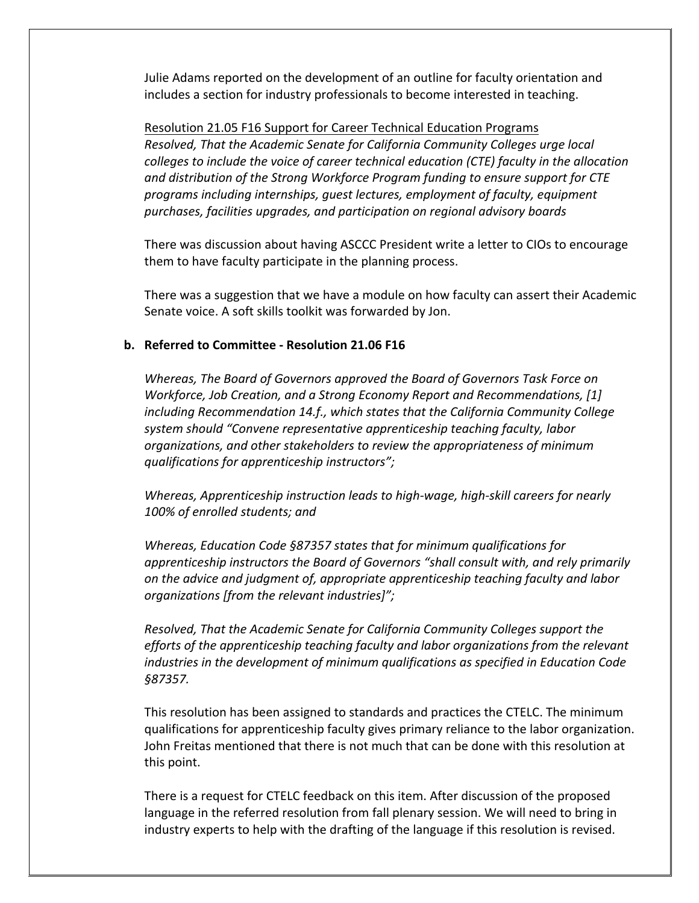Julie Adams reported on the development of an outline for faculty orientation and includes a section for industry professionals to become interested in teaching.

<u>Resolution 21.05 F16 Support for Career Technical Education Programs</u>
*Resolved, That the Academic Senate for California Community Colleges urge local colleges to include the voice of career technical education (CTE) faculty in the allocation and distribution of the Strong Workforce Program funding to ensure support for CTE programs including internships, guest lectures, employment of faculty, equipment purchases, facilities upgrades, and participation on regional advisory boards*

There was discussion about having ASCCC President write a letter to CIOs to encourage them to have faculty participate in the planning process.

There was a suggestion that we have a module on how faculty can assert their Academic Senate voice. A soft skills toolkit was forwarded by Jon.

**b. Referred to Committee - Resolution 21.06 F16**

*Whereas, The Board of Governors approved the Board of Governors Task Force on Workforce, Job Creation, and a Strong Economy Report and Recommendations, [1] including Recommendation 14.f., which states that the California Community College system should "Convene representative apprenticeship teaching faculty, labor organizations, and other stakeholders to review the appropriateness of minimum qualifications for apprenticeship instructors";*

*Whereas, Apprenticeship instruction leads to high-wage, high-skill careers for nearly 100% of enrolled students; and*

*Whereas, Education Code §87357 states that for minimum qualifications for apprenticeship instructors the Board of Governors "shall consult with, and rely primarily on the advice and judgment of, appropriate apprenticeship teaching faculty and labor organizations [from the relevant industries]";*

*Resolved, That the Academic Senate for California Community Colleges support the efforts of the apprenticeship teaching faculty and labor organizations from the relevant industries in the development of minimum qualifications as specified in Education Code §87357.*

This resolution has been assigned to standards and practices the CTELC. The minimum qualifications for apprenticeship faculty gives primary reliance to the labor organization. John Freitas mentioned that there is not much that can be done with this resolution at this point.

There is a request for CTELC feedback on this item. After discussion of the proposed language in the referred resolution from fall plenary session. We will need to bring in industry experts to help with the drafting of the language if this resolution is revised.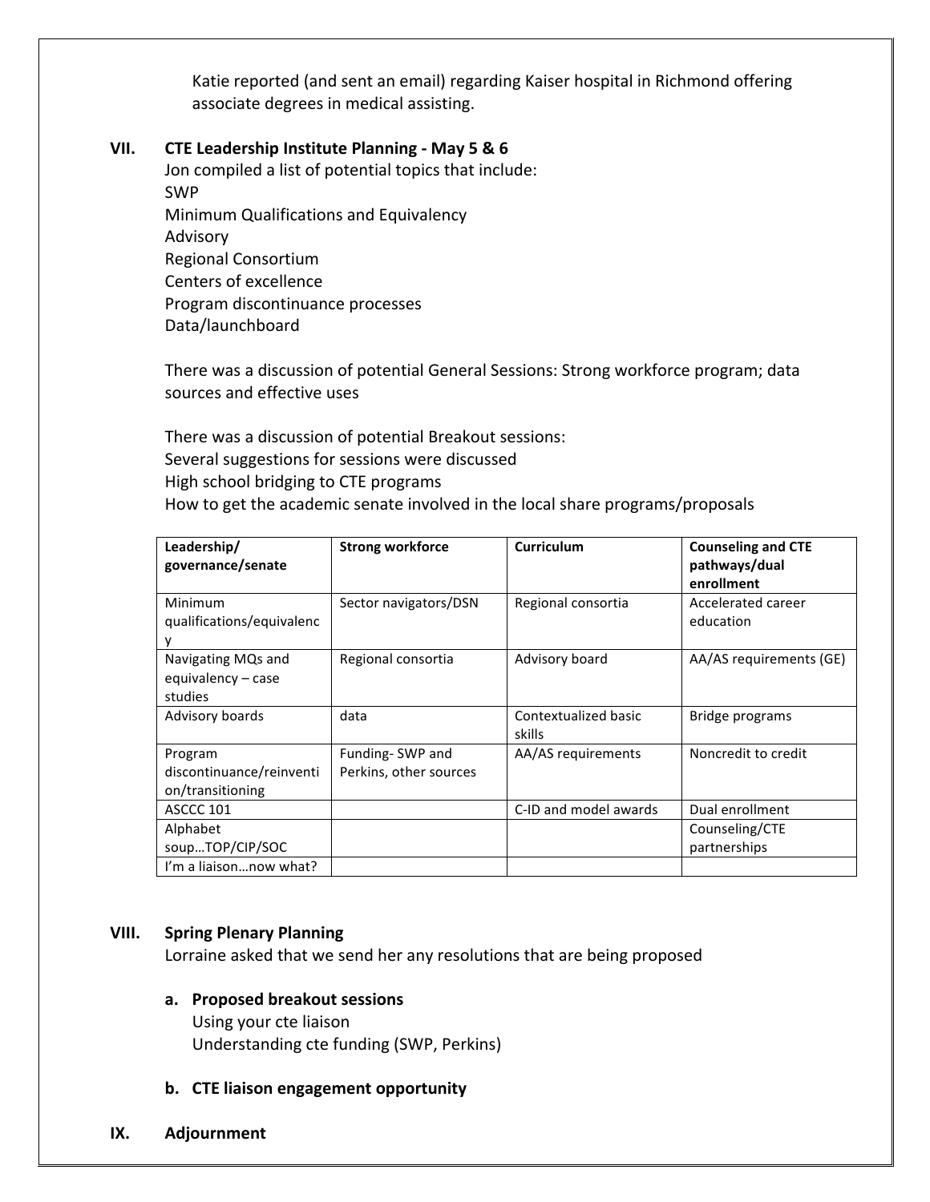Katie reported (and sent an email) regarding Kaiser hospital in Richmond offering associate degrees in medical assisting.

## VII. CTE Leadership Institute Planning - May 5 & 6

Jon compiled a list of potential topics that include:
SWP
Minimum Qualifications and Equivalency
Advisory
Regional Consortium
Centers of excellence
Program discontinuance processes
Data/launchboard

There was a discussion of potential General Sessions: Strong workforce program; data sources and effective uses

There was a discussion of potential Breakout sessions:
Several suggestions for sessions were discussed
High school bridging to CTE programs
How to get the academic senate involved in the local share programs/proposals

| Leadership/ governance/senate | Strong workforce | Curriculum | Counseling and CTE pathways/dual enrollment |
|---|---|---|---|
| Minimum qualifications/equivalency | Sector navigators/DSN | Regional consortia | Accelerated career education |
| Navigating MQs and equivalency – case studies | Regional consortia | Advisory board | AA/AS requirements (GE) |
| Advisory boards | data | Contextualized basic skills | Bridge programs |
| Program discontinuance/reinvention/transitioning | Funding- SWP and Perkins, other sources | AA/AS requirements | Noncredit to credit |
| ASCCC 101 | | C-ID and model awards | Dual enrollment |
| Alphabet soup…TOP/CIP/SOC | | | Counseling/CTE partnerships |
| I'm a liaison…now what? | | | |

## VIII. Spring Plenary Planning

Lorraine asked that we send her any resolutions that are being proposed

### a. Proposed breakout sessions

Using your cte liaison
Understanding cte funding (SWP, Perkins)

### b. CTE liaison engagement opportunity

## IX. Adjournment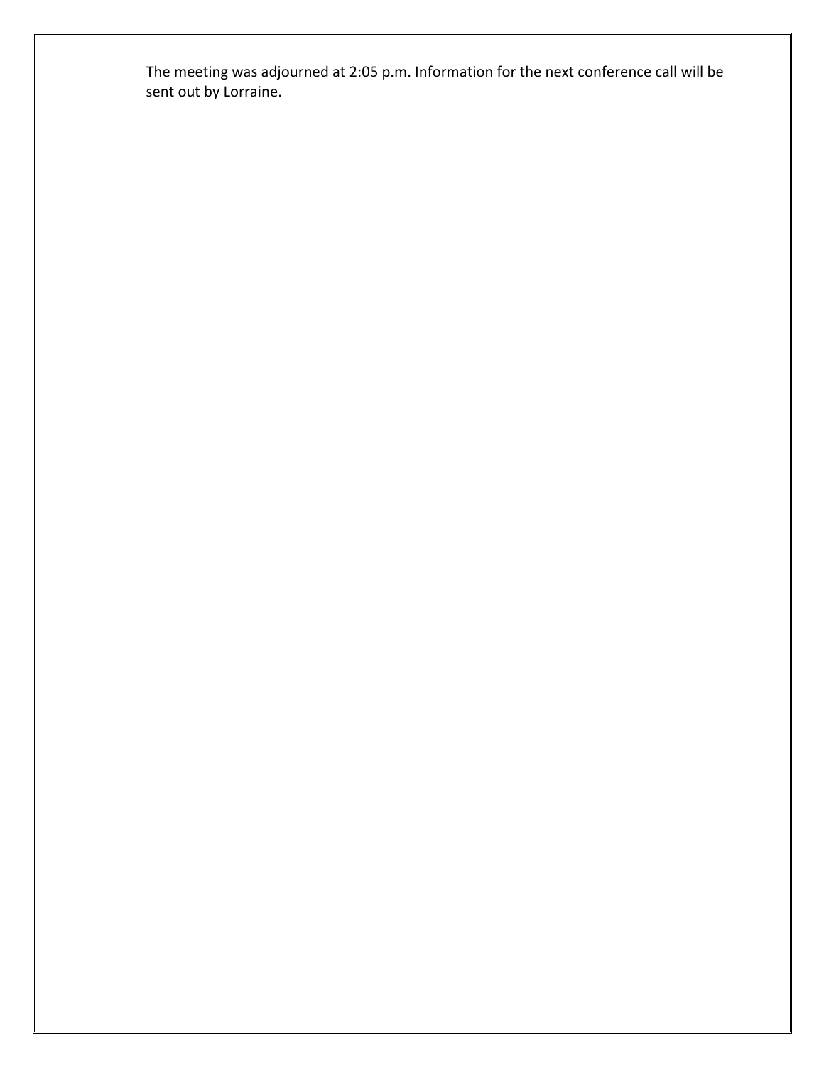The meeting was adjourned at 2:05 p.m. Information for the next conference call will be sent out by Lorraine.